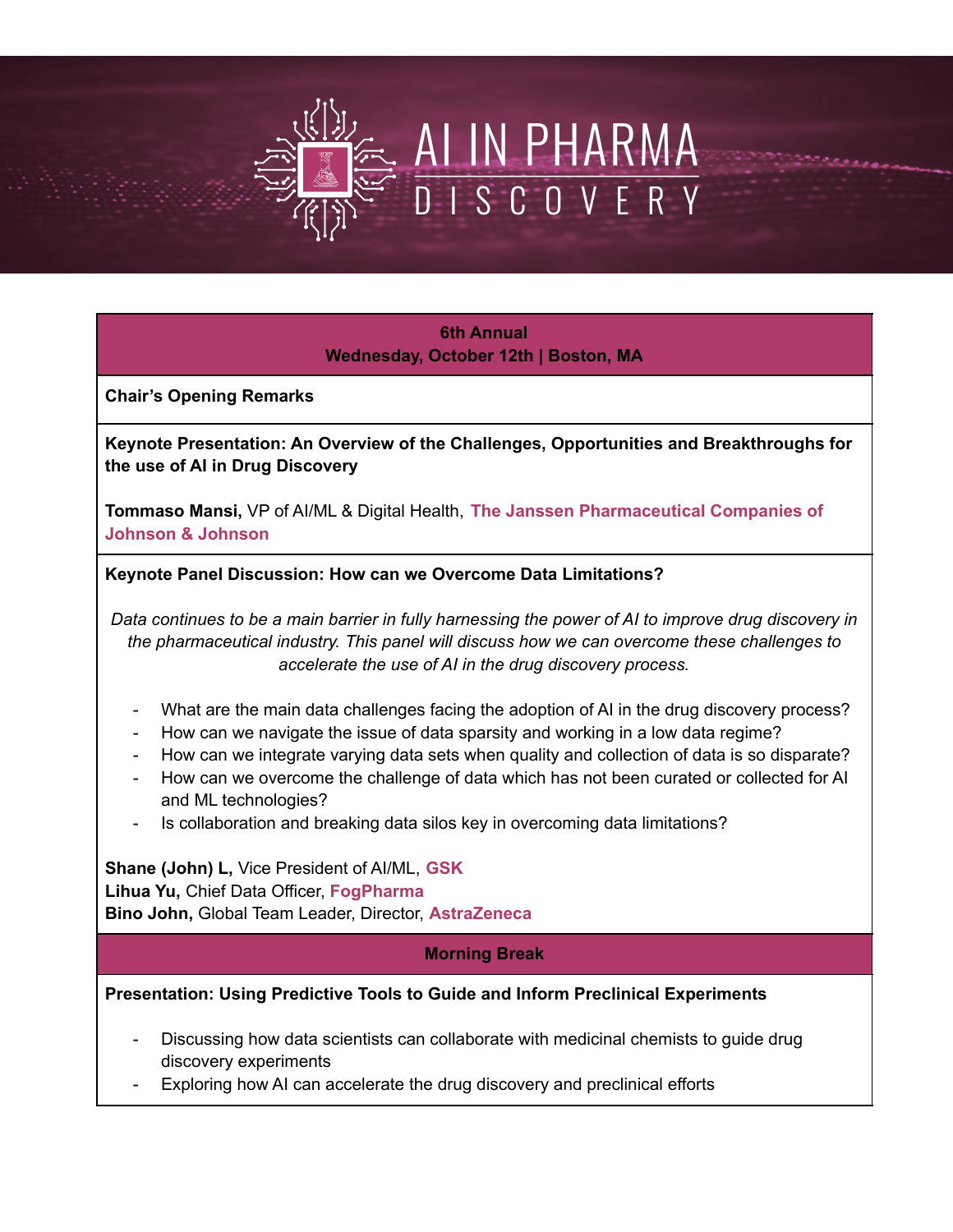# AI IN PHARMA DISCOVERY

**6th Annual**
**Wednesday, October 12th | Boston, MA**

**Chair's Opening Remarks**

**Keynote Presentation: An Overview of the Challenges, Opportunities and Breakthroughs for the use of AI in Drug Discovery**

**Tommaso Mansi,** VP of AI/ML & Digital Health, **The Janssen Pharmaceutical Companies of Johnson & Johnson**

**Keynote Panel Discussion: How can we Overcome Data Limitations?**

*Data continues to be a main barrier in fully harnessing the power of AI to improve drug discovery in the pharmaceutical industry. This panel will discuss how we can overcome these challenges to accelerate the use of AI in the drug discovery process.*

- What are the main data challenges facing the adoption of AI in the drug discovery process?
- How can we navigate the issue of data sparsity and working in a low data regime?
- How can we integrate varying data sets when quality and collection of data is so disparate?
- How can we overcome the challenge of data which has not been curated or collected for AI and ML technologies?
- Is collaboration and breaking data silos key in overcoming data limitations?

**Shane (John) L,** Vice President of AI/ML, **GSK**
**Lihua Yu,** Chief Data Officer, **FogPharma**
**Bino John,** Global Team Leader, Director, **AstraZeneca**

**Morning Break**

**Presentation: Using Predictive Tools to Guide and Inform Preclinical Experiments**

- Discussing how data scientists can collaborate with medicinal chemists to guide drug discovery experiments
- Exploring how AI can accelerate the drug discovery and preclinical efforts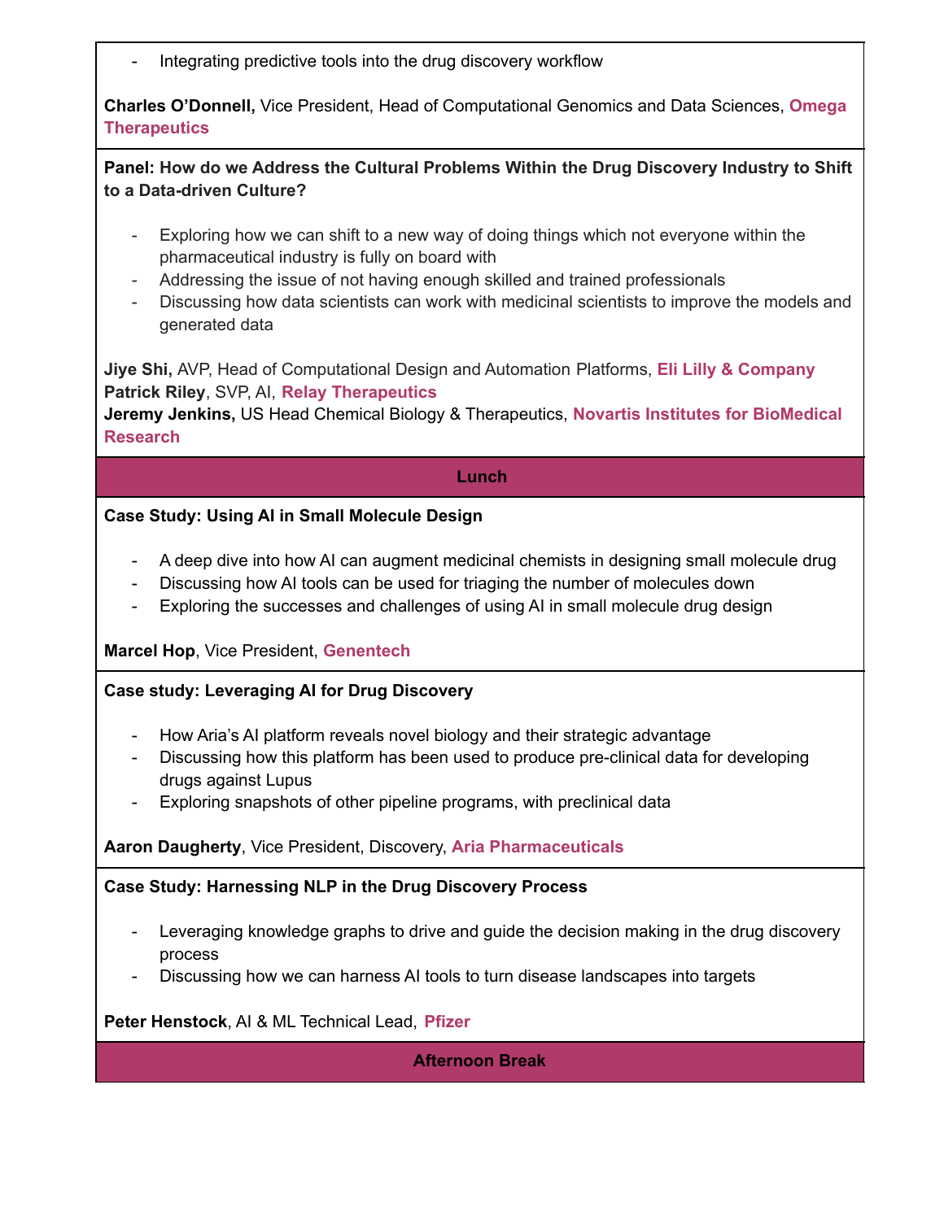- Integrating predictive tools into the drug discovery workflow

**Charles O'Donnell,** Vice President, Head of Computational Genomics and Data Sciences, **Omega Therapeutics**

**Panel: How do we Address the Cultural Problems Within the Drug Discovery Industry to Shift to a Data-driven Culture?**

- Exploring how we can shift to a new way of doing things which not everyone within the pharmaceutical industry is fully on board with
- Addressing the issue of not having enough skilled and trained professionals
- Discussing how data scientists can work with medicinal scientists to improve the models and generated data

**Jiye Shi,** AVP, Head of Computational Design and Automation Platforms, **Eli Lilly & Company**
**Patrick Riley**, SVP, AI, **Relay Therapeutics**
**Jeremy Jenkins,** US Head Chemical Biology & Therapeutics, **Novartis Institutes for BioMedical Research**

**Lunch**

**Case Study: Using AI in Small Molecule Design**

- A deep dive into how AI can augment medicinal chemists in designing small molecule drug
- Discussing how AI tools can be used for triaging the number of molecules down
- Exploring the successes and challenges of using AI in small molecule drug design

**Marcel Hop**, Vice President, **Genentech**

**Case study: Leveraging AI for Drug Discovery**

- How Aria's AI platform reveals novel biology and their strategic advantage
- Discussing how this platform has been used to produce pre-clinical data for developing drugs against Lupus
- Exploring snapshots of other pipeline programs, with preclinical data

**Aaron Daugherty**, Vice President, Discovery, **Aria Pharmaceuticals**

**Case Study: Harnessing NLP in the Drug Discovery Process**

- Leveraging knowledge graphs to drive and guide the decision making in the drug discovery process
- Discussing how we can harness AI tools to turn disease landscapes into targets

**Peter Henstock**, AI & ML Technical Lead, **Pfizer**

**Afternoon Break**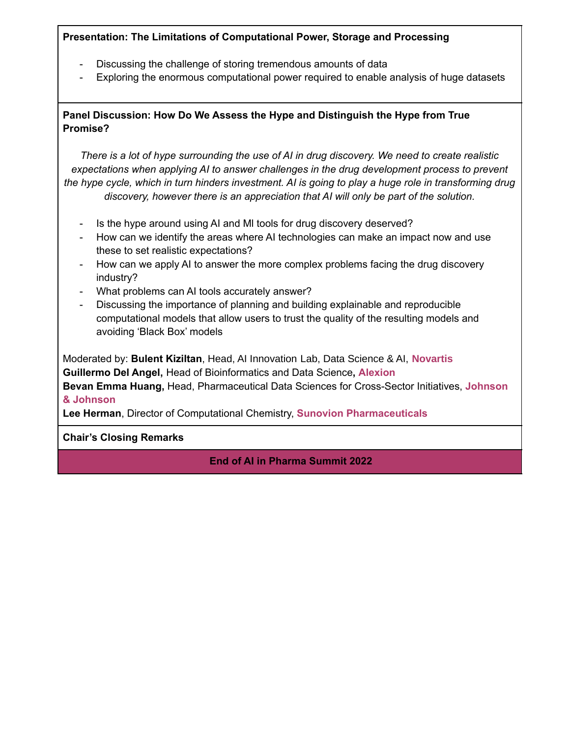**Presentation: The Limitations of Computational Power, Storage and Processing**

- Discussing the challenge of storing tremendous amounts of data
- Exploring the enormous computational power required to enable analysis of huge datasets

**Panel Discussion: How Do We Assess the Hype and Distinguish the Hype from True Promise?**

*There is a lot of hype surrounding the use of AI in drug discovery. We need to create realistic expectations when applying AI to answer challenges in the drug development process to prevent the hype cycle, which in turn hinders investment. AI is going to play a huge role in transforming drug discovery, however there is an appreciation that AI will only be part of the solution.*

- Is the hype around using AI and Ml tools for drug discovery deserved?
- How can we identify the areas where AI technologies can make an impact now and use these to set realistic expectations?
- How can we apply AI to answer the more complex problems facing the drug discovery industry?
- What problems can AI tools accurately answer?
- Discussing the importance of planning and building explainable and reproducible computational models that allow users to trust the quality of the resulting models and avoiding 'Black Box' models

Moderated by: **Bulent Kiziltan**, Head, AI Innovation Lab, Data Science & AI, **Novartis**
**Guillermo Del Angel,** Head of Bioinformatics and Data Science**, Alexion**
**Bevan Emma Huang,** Head, Pharmaceutical Data Sciences for Cross-Sector Initiatives, **Johnson & Johnson**
**Lee Herman**, Director of Computational Chemistry, **Sunovion Pharmaceuticals**

**Chair's Closing Remarks**

**End of AI in Pharma Summit 2022**